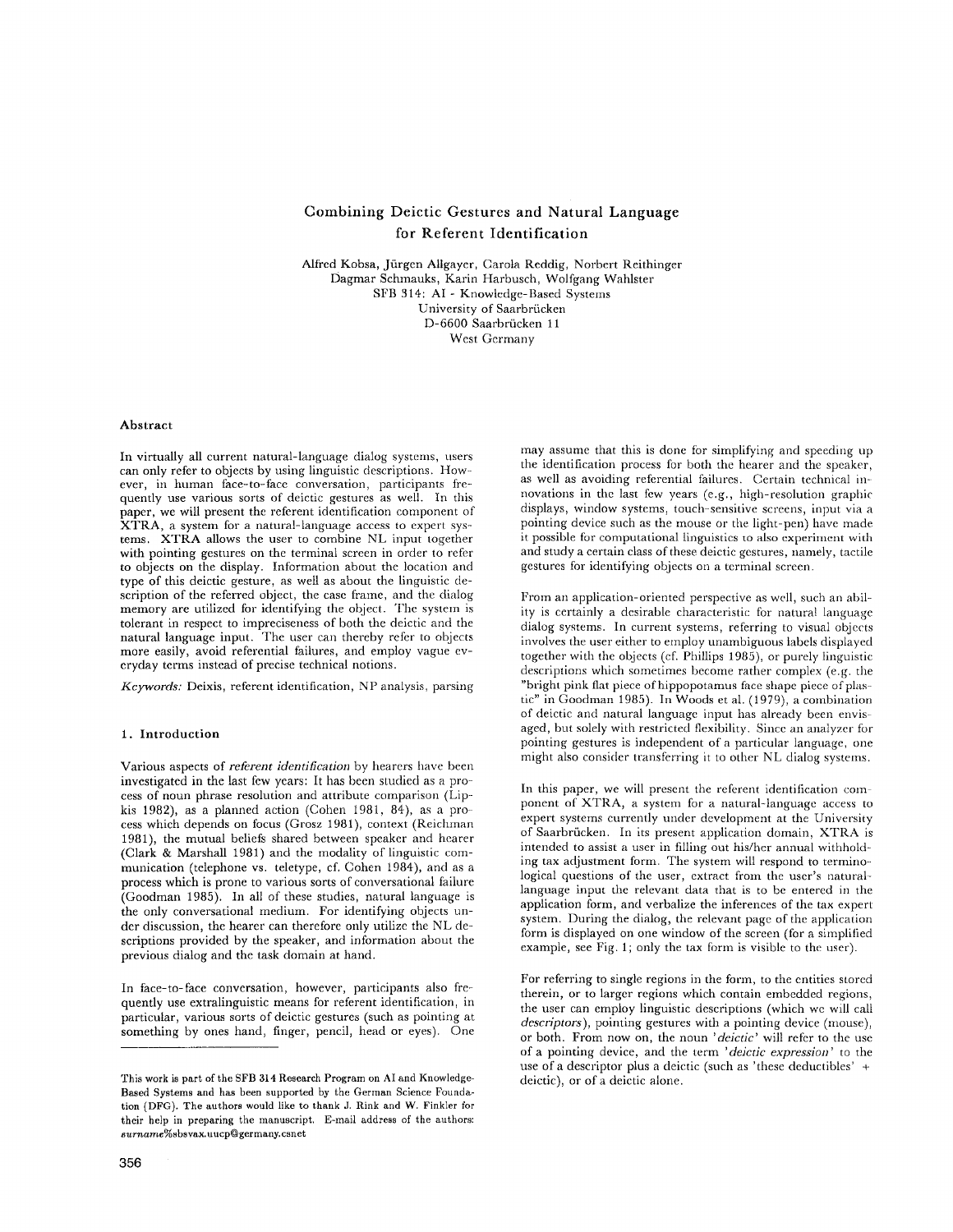# Combining Deictic Gestures and Natural Language for Referent Identification

Alfred Kobsa, Jürgen Allgayer, Carola Reddig, Norbert Reithinger
Dagmar Schmauks, Karin Harbusch, Wolfgang Wahlster
SFB 314: AI - Knowledge-Based Systems
University of Saarbrücken
D-6600 Saarbrücken 11
West Germany

## Abstract

In virtually all current natural-language dialog systems, users can only refer to objects by using linguistic descriptions. However, in human face-to-face conversation, participants frequently use various sorts of deictic gestures as well. In this paper, we will present the referent identification component of XTRA, a system for a natural-language access to expert systems. XTRA allows the user to combine NL input together with pointing gestures on the terminal screen in order to refer to objects on the display. Information about the location and type of this deictic gesture, as well as about the linguistic description of the referred object, the case frame, and the dialog memory are utilized for identifying the object. The system is tolerant in respect to impreciseness of both the deictic and the natural language input. The user can thereby refer to objects more easily, avoid referential failures, and employ vague everyday terms instead of precise technical notions.

*Keywords:* Deixis, referent identification, NP analysis, parsing

## 1. Introduction

Various aspects of *referent identification* by hearers have been investigated in the last few years: It has been studied as a process of noun phrase resolution and attribute comparison (Lipkis 1982), as a planned action (Cohen 1981, 84), as a process which depends on focus (Grosz 1981), context (Reichman 1981), the mutual beliefs shared between speaker and hearer (Clark & Marshall 1981) and the modality of linguistic communication (telephone vs. teletype, cf. Cohen 1984), and as a process which is prone to various sorts of conversational failure (Goodman 1985). In all of these studies, natural language is the only conversational medium. For identifying objects under discussion, the hearer can therefore only utilize the NL descriptions provided by the speaker, and information about the previous dialog and the task domain at hand.

In face-to-face conversation, however, participants also frequently use extralinguistic means for referent identification, in particular, various sorts of deictic gestures (such as pointing at something by ones hand, finger, pencil, head or eyes). One may assume that this is done for simplifying and speeding up the identification process for both the hearer and the speaker, as well as avoiding referential failures. Certain technical innovations in the last few years (e.g., high-resolution graphic displays, window systems, touch-sensitive screens, input via a pointing device such as the mouse or the light-pen) have made it possible for computational linguistics to also experiment with and study a certain class of these deictic gestures, namely, tactile gestures for identifying objects on a terminal screen.

From an application-oriented perspective as well, such an ability is certainly a desirable characteristic for natural language dialog systems. In current systems, referring to visual objects involves the user either to employ unambiguous labels displayed together with the objects (cf. Phillips 1985), or purely linguistic descriptions which sometimes become rather complex (e.g. the "bright pink flat piece of hippopotamus face shape piece of plastic" in Goodman 1985). In Woods et al. (1979), a combination of deictic and natural language input has already been envisaged, but solely with restricted flexibility. Since an analyzer for pointing gestures is independent of a particular language, one might also consider transferring it to other NL dialog systems.

In this paper, we will present the referent identification component of XTRA, a system for a natural-language access to expert systems currently under development at the University of Saarbrücken. In its present application domain, XTRA is intended to assist a user in filling out his/her annual withholding tax adjustment form. The system will respond to terminological questions of the user, extract from the user's natural-language input the relevant data that is to be entered in the application form, and verbalize the inferences of the tax expert system. During the dialog, the relevant page of the application form is displayed on one window of the screen (for a simplified example, see Fig. 1; only the tax form is visible to the user).

For referring to single regions in the form, to the entities stored therein, or to larger regions which contain embedded regions, the user can employ linguistic descriptions (which we will call *descriptors*), pointing gestures with a pointing device (mouse), or both. From now on, the noun '*deictic*' will refer to the use of a pointing device, and the term '*deictic expression*' to the use of a descriptor plus a deictic (such as 'these deductibles' + deictic), or of a deictic alone.

---

This work is part of the SFB 314 Research Program on AI and Knowledge-Based Systems and has been supported by the German Science Foundation (DFG). The authors would like to thank J. Rink and W. Finkler for their help in preparing the manuscript. E-mail address of the authors: *surname*%sbsvax.uucp@germany.csnet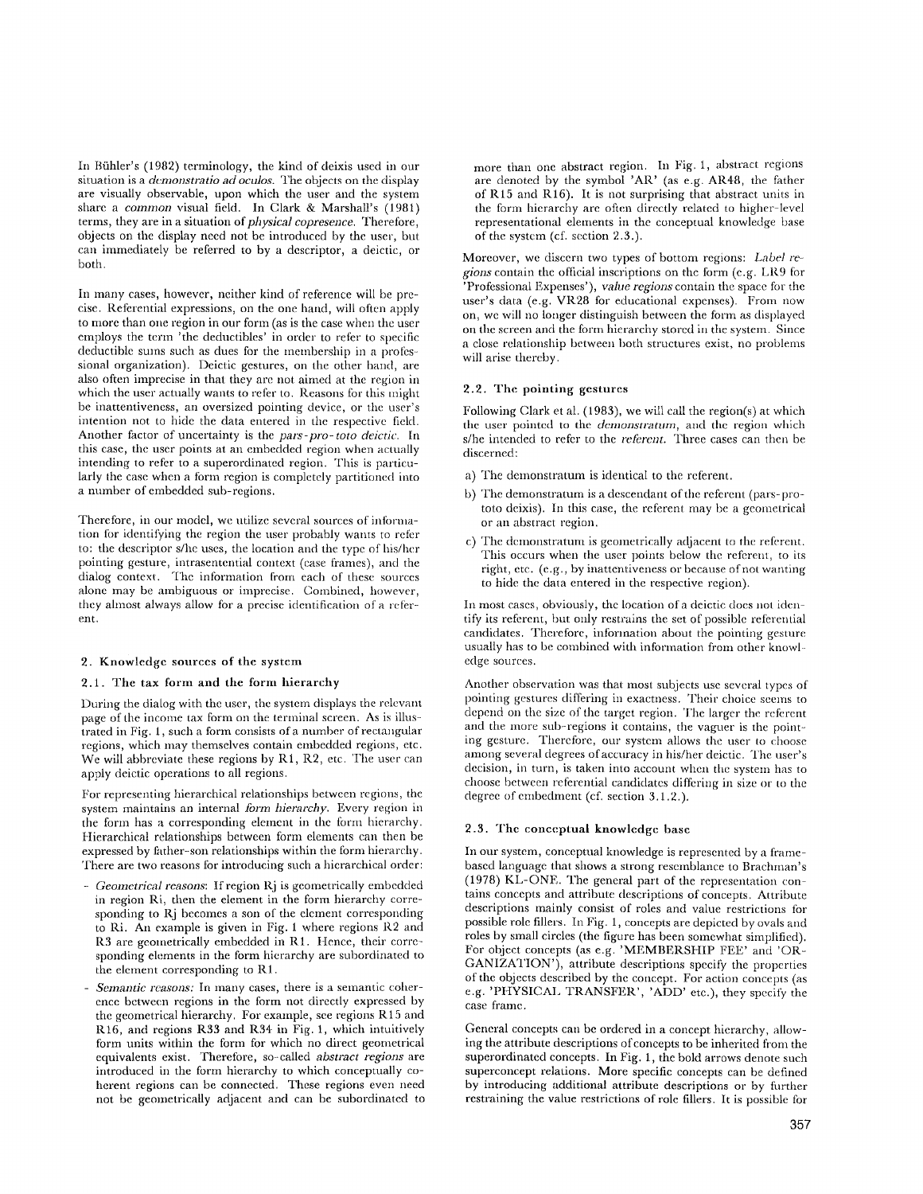In Bühler's (1982) terminology, the kind of deixis used in our situation is a *demonstratio ad oculos*. The objects on the display are visually observable, upon which the user and the system share a *common* visual field. In Clark & Marshall's (1981) terms, they are in a situation of *physical copresence*. Therefore, objects on the display need not be introduced by the user, but can immediately be referred to by a descriptor, a deictic, or both.

In many cases, however, neither kind of reference will be precise. Referential expressions, on the one hand, will often apply to more than one region in our form (as is the case when the user employs the term 'the deductibles' in order to refer to specific deductible sums such as dues for the membership in a professional organization). Deictic gestures, on the other hand, are also often imprecise in that they are not aimed at the region in which the user actually wants to refer to. Reasons for this might be inattentiveness, an oversized pointing device, or the user's intention not to hide the data entered in the respective field. Another factor of uncertainty is the *pars-pro-toto deictic*. In this case, the user points at an embedded region when actually intending to refer to a superordinated region. This is particularly the case when a form region is completely partitioned into a number of embedded sub-regions.

Therefore, in our model, we utilize several sources of information for identifying the region the user probably wants to refer to: the descriptor s/he uses, the location and the type of his/her pointing gesture, intrasentential context (case frames), and the dialog context. The information from each of these sources alone may be ambiguous or imprecise. Combined, however, they almost always allow for a precise identification of a referent.

## 2. Knowledge sources of the system

### 2.1. The tax form and the form hierarchy

During the dialog with the user, the system displays the relevant page of the income tax form on the terminal screen. As is illustrated in Fig. 1, such a form consists of a number of rectangular regions, which may themselves contain embedded regions, etc. We will abbreviate these regions by R1, R2, etc. The user can apply deictic operations to all regions.

For representing hierarchical relationships between regions, the system maintains an internal *form hierarchy*. Every region in the form has a corresponding element in the form hierarchy. Hierarchical relationships between form elements can then be expressed by father-son relationships within the form hierarchy. There are two reasons for introducing such a hierarchical order:

- *Geometrical reasons*: If region Rj is geometrically embedded in region Ri, then the element in the form hierarchy corresponding to Rj becomes a son of the element corresponding to Ri. An example is given in Fig. 1 where regions R2 and R3 are geometrically embedded in R1. Hence, their corresponding elements in the form hierarchy are subordinated to the element corresponding to R1.
- *Semantic reasons:* In many cases, there is a semantic coherence between regions in the form not directly expressed by the geometrical hierarchy. For example, see regions R15 and R16, and regions R33 and R34 in Fig. 1, which intuitively form units within the form for which no direct geometrical equivalents exist. Therefore, so-called *abstract regions* are introduced in the form hierarchy to which conceptually coherent regions can be connected. These regions even need not be geometrically adjacent and can be subordinated to more than one abstract region. In Fig. 1, abstract regions are denoted by the symbol 'AR' (as e.g. AR48, the father of R15 and R16). It is not surprising that abstract units in the form hierarchy are often directly related to higher-level representational elements in the conceptual knowledge base of the system (cf. section 2.3.).

Moreover, we discern two types of bottom regions: *Label regions* contain the official inscriptions on the form (e.g. LR9 for 'Professional Expenses'), *value regions* contain the space for the user's data (e.g. VR28 for educational expenses). From now on, we will no longer distinguish between the form as displayed on the screen and the form hierarchy stored in the system. Since a close relationship between both structures exist, no problems will arise thereby.

### 2.2. The pointing gestures

Following Clark et al. (1983), we will call the region(s) at which the user pointed to the *demonstratum*, and the region which s/he intended to refer to the *referent*. Three cases can then be discerned:

a) The demonstratum is identical to the referent.
b) The demonstratum is a descendant of the referent (pars-pro-toto deixis). In this case, the referent may be a geometrical or an abstract region.
c) The demonstratum is geometrically adjacent to the referent. This occurs when the user points below the referent, to its right, etc. (e.g., by inattentiveness or because of not wanting to hide the data entered in the respective region).

In most cases, obviously, the location of a deictic does not identify its referent, but only restrains the set of possible referential candidates. Therefore, information about the pointing gesture usually has to be combined with information from other knowledge sources.

Another observation was that most subjects use several types of pointing gestures differing in exactness. Their choice seems to depend on the size of the target region. The larger the referent and the more sub-regions it contains, the vaguer is the pointing gesture. Therefore, our system allows the user to choose among several degrees of accuracy in his/her deictic. The user's decision, in turn, is taken into account when the system has to choose between referential candidates differing in size or to the degree of embedment (cf. section 3.1.2.).

### 2.3. The conceptual knowledge base

In our system, conceptual knowledge is represented by a frame-based language that shows a strong resemblance to Brachman's (1978) KL-ONE. The general part of the representation contains concepts and attribute descriptions of concepts. Attribute descriptions mainly consist of roles and value restrictions for possible role fillers. In Fig. 1, concepts are depicted by ovals and roles by small circles (the figure has been somewhat simplified). For object concepts (as e.g. 'MEMBERSHIP FEE' and 'ORGANIZATION'), attribute descriptions specify the properties of the objects described by the concept. For action concepts (as e.g. 'PHYSICAL TRANSFER', 'ADD' etc.), they specify the case frame.

General concepts can be ordered in a concept hierarchy, allowing the attribute descriptions of concepts to be inherited from the superordinated concepts. In Fig. 1, the bold arrows denote such superconcept relations. More specific concepts can be defined by introducing additional attribute descriptions or by further restraining the value restrictions of role fillers. It is possible for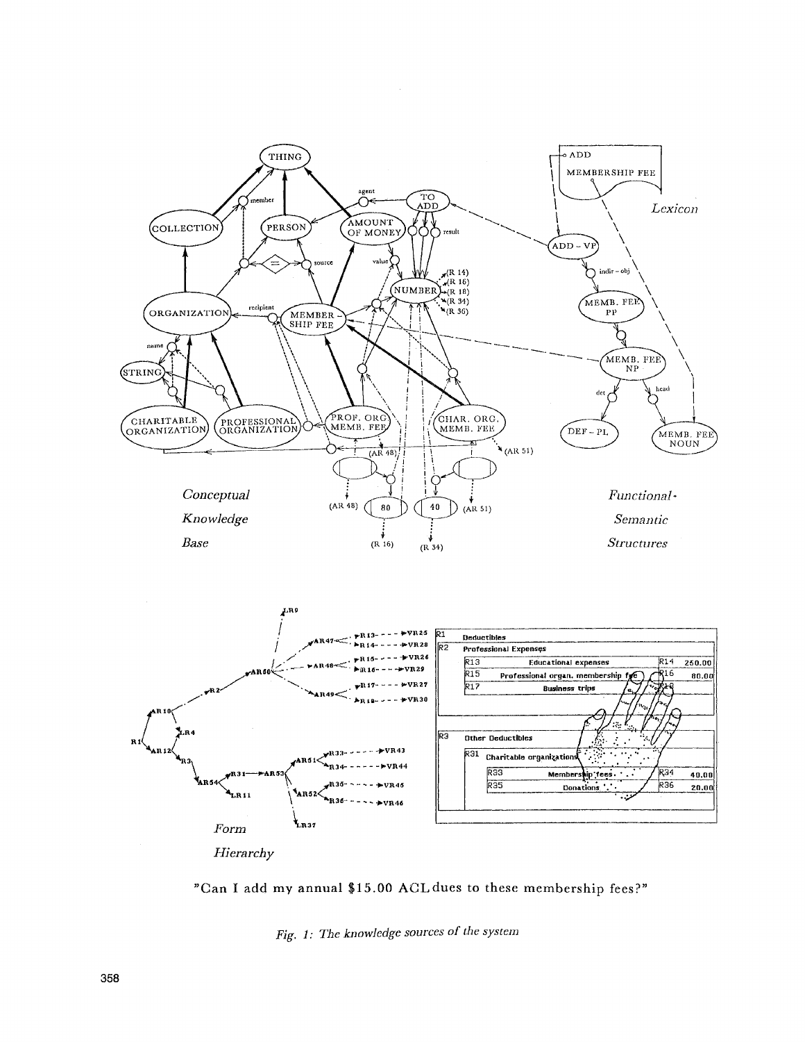"Can I add my annual $15.00 ACL dues to these membership fees?"

*Fig. 1: The knowledge sources of the system*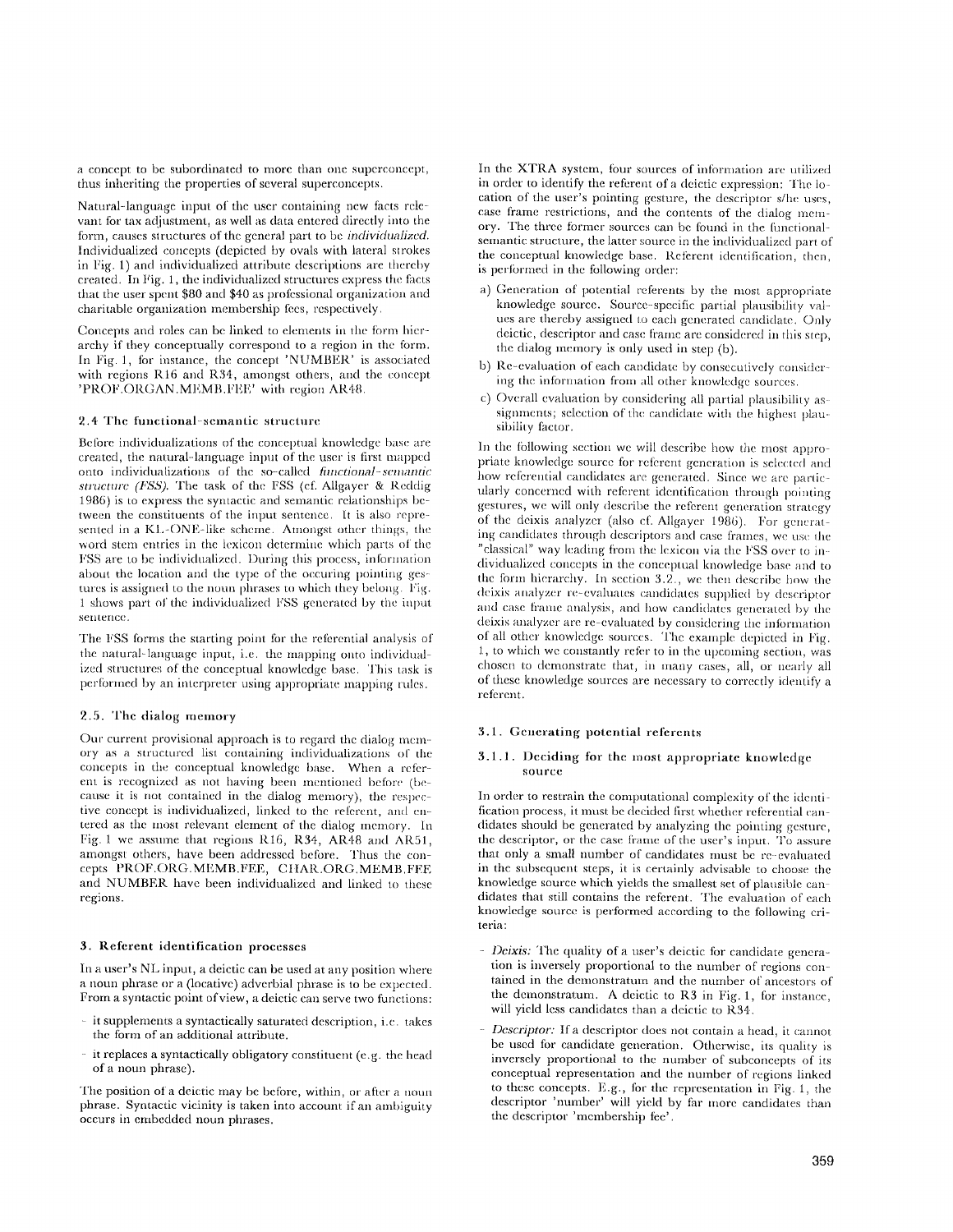a concept to be subordinated to more than one superconcept, thus inheriting the properties of several superconcepts.

Natural-language input of the user containing new facts relevant for tax adjustment, as well as data entered directly into the form, causes structures of the general part to be *individualized*. Individualized concepts (depicted by ovals with lateral strokes in Fig. 1) and individualized attribute descriptions are thereby created. In Fig. 1, the individualized structures express the facts that the user spent $80 and $40 as professional organization and charitable organization membership fees, respectively.

Concepts and roles can be linked to elements in the form hierarchy if they conceptually correspond to a region in the form. In Fig. 1, for instance, the concept 'NUMBER' is associated with regions R16 and R34, amongst others, and the concept 'PROF.ORGAN.MEMB.FEE' with region AR48.

### 2.4 The functional-semantic structure

Before individualizations of the conceptual knowledge base are created, the natural-language input of the user is first mapped onto individualizations of the so-called *functional-semantic structure (FSS)*. The task of the FSS (cf. Allgayer & Reddig 1986) is to express the syntactic and semantic relationships between the constituents of the input sentence. It is also represented in a KL-ONE-like scheme. Amongst other things, the word stem entries in the lexicon determine which parts of the FSS are to be individualized. During this process, information about the location and the type of the occuring pointing gestures is assigned to the noun phrases to which they belong. Fig. 1 shows part of the individualized FSS generated by the input sentence.

The FSS forms the starting point for the referential analysis of the natural-language input, i.e. the mapping onto individualized structures of the conceptual knowledge base. This task is performed by an interpreter using appropriate mapping rules.

### 2.5. The dialog memory

Our current provisional approach is to regard the dialog memory as a structured list containing individualizations of the concepts in the conceptual knowledge base. When a referent is recognized as not having been mentioned before (because it is not contained in the dialog memory), the respective concept is individualized, linked to the referent, and entered as the most relevant element of the dialog memory. In Fig. 1 we assume that regions R16, R34, AR48 and AR51, amongst others, have been addressed before. Thus the concepts PROF.ORG.MEMB.FEE, CHAR.ORG.MEMB.FEE and NUMBER have been individualized and linked to these regions.

## 3. Referent identification processes

In a user's NL input, a deictic can be used at any position where a noun phrase or a (locative) adverbial phrase is to be expected. From a syntactic point of view, a deictic can serve two functions:

- it supplements a syntactically saturated description, i.e. takes the form of an additional attribute.
- it replaces a syntactically obligatory constituent (e.g. the head of a noun phrase).

The position of a deictic may be before, within, or after a noun phrase. Syntactic vicinity is taken into account if an ambiguity occurs in embedded noun phrases.

In the XTRA system, four sources of information are utilized in order to identify the referent of a deictic expression: The location of the user's pointing gesture, the descriptor s/he uses, case frame restrictions, and the contents of the dialog memory. The three former sources can be found in the functional-semantic structure, the latter source in the individualized part of the conceptual knowledge base. Referent identification, then, is performed in the following order:

a) Generation of potential referents by the most appropriate knowledge source. Source-specific partial plausibility values are thereby assigned to each generated candidate. Only deictic, descriptor and case frame are considered in this step, the dialog memory is only used in step (b).

b) Re-evaluation of each candidate by consecutively considering the information from all other knowledge sources.

c) Overall evaluation by considering all partial plausibility assignments; selection of the candidate with the highest plausibility factor.

In the following section we will describe how the most appropriate knowledge source for referent generation is selected and how referential candidates are generated. Since we are particularly concerned with referent identification through pointing gestures, we will only describe the referent generation strategy of the deixis analyzer (also cf. Allgayer 1986). For generating candidates through descriptors and case frames, we use the "classical" way leading from the lexicon via the FSS over to individualized concepts in the conceptual knowledge base and to the form hierarchy. In section 3.2., we then describe how the deixis analyzer re-evaluates candidates supplied by descriptor and case frame analysis, and how candidates generated by the deixis analyzer are re-evaluated by considering the information of all other knowledge sources. The example depicted in Fig. 1, to which we constantly refer to in the upcoming section, was chosen to demonstrate that, in many cases, all, or nearly all of these knowledge sources are necessary to correctly identify a referent.

### 3.1. Generating potential referents

#### 3.1.1. Deciding for the most appropriate knowledge source

In order to restrain the computational complexity of the identification process, it must be decided first whether referential candidates should be generated by analyzing the pointing gesture, the descriptor, or the case frame of the user's input. To assure that only a small number of candidates must be re-evaluated in the subsequent steps, it is certainly advisable to choose the knowledge source which yields the smallest set of plausible candidates that still contains the referent. The evaluation of each knowledge source is performed according to the following criteria:

- *Deixis:* The quality of a user's deictic for candidate generation is inversely proportional to the number of regions contained in the demonstratum and the number of ancestors of the demonstratum. A deictic to R3 in Fig. 1, for instance, will yield less candidates than a deictic to R34.
- *Descriptor:* If a descriptor does not contain a head, it cannot be used for candidate generation. Otherwise, its quality is inversely proportional to the number of subconcepts of its conceptual representation and the number of regions linked to these concepts. E.g., for the representation in Fig. 1, the descriptor 'number' will yield by far more candidates than the descriptor 'membership fee'.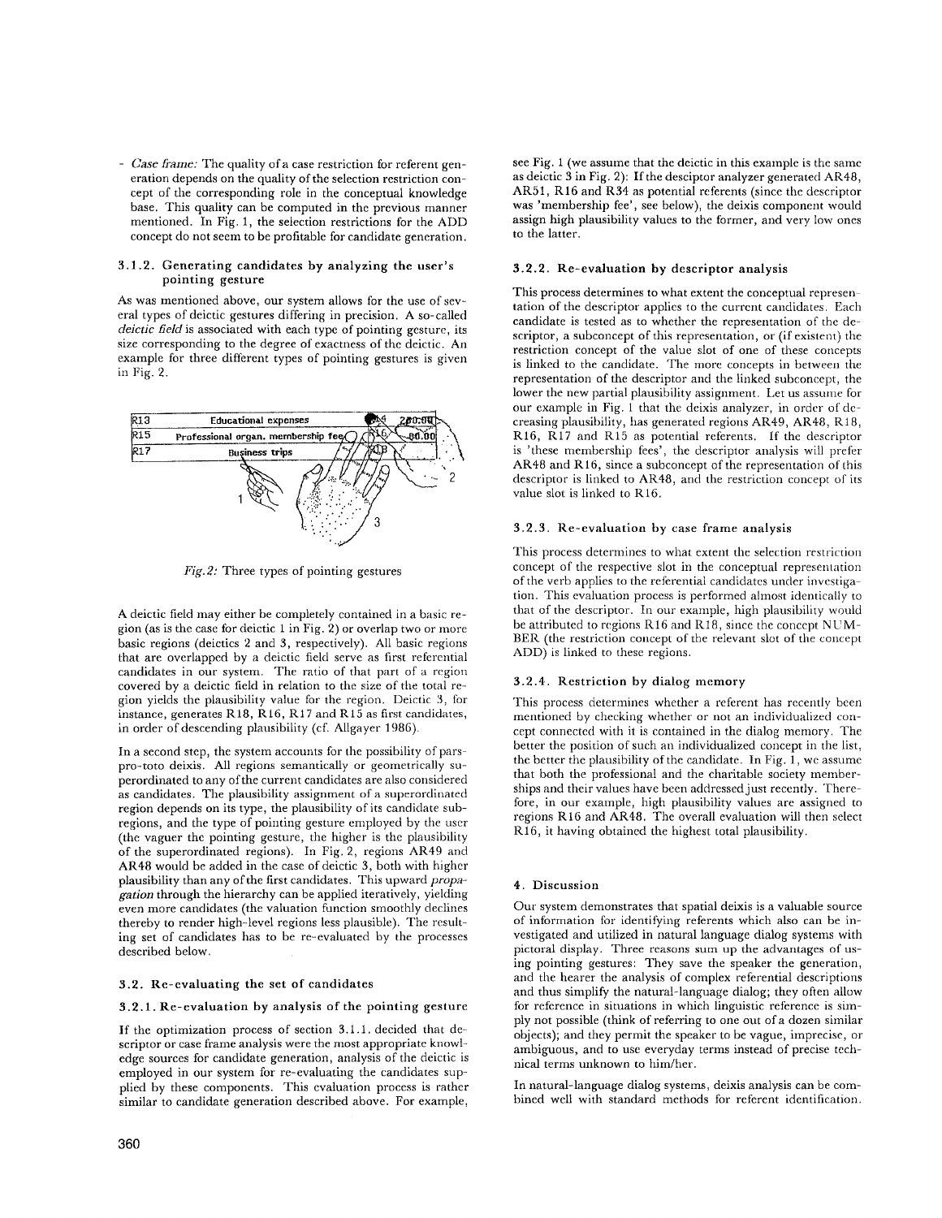- *Case frame:* The quality of a case restriction for referent generation depends on the quality of the selection restriction concept of the corresponding role in the conceptual knowledge base. This quality can be computed in the previous manner mentioned. In Fig. 1, the selection restrictions for the ADD concept do not seem to be profitable for candidate generation.

### 3.1.2. Generating candidates by analyzing the user's pointing gesture

As was mentioned above, our system allows for the use of several types of deictic gestures differing in precision. A so-called *deictic field* is associated with each type of pointing gesture, its size corresponding to the degree of exactness of the deictic. An example for three different types of pointing gestures is given in Fig. 2.

*Fig. 2:* Three types of pointing gestures

A deictic field may either be completely contained in a basic region (as is the case for deictic 1 in Fig. 2) or overlap two or more basic regions (deictics 2 and 3, respectively). All basic regions that are overlapped by a deictic field serve as first referential candidates in our system. The ratio of that part of a region covered by a deictic field in relation to the size of the total region yields the plausibility value for the region. Deictic 3, for instance, generates R18, R16, R17 and R15 as first candidates, in order of descending plausibility (cf. Allgayer 1986).

In a second step, the system accounts for the possibility of pars-pro-toto deixis. All regions semantically or geometrically superordinated to any of the current candidates are also considered as candidates. The plausibility assignment of a superordinated region depends on its type, the plausibility of its candidate subregions, and the type of pointing gesture employed by the user (the vaguer the pointing gesture, the higher is the plausibility of the superordinated regions). In Fig. 2, regions AR49 and AR48 would be added in the case of deictic 3, both with higher plausibility than any of the first candidates. This upward *propagation* through the hierarchy can be applied iteratively, yielding even more candidates (the valuation function smoothly declines thereby to render high-level regions less plausible). The resulting set of candidates has to be re-evaluated by the processes described below.

## 3.2. Re-evaluating the set of candidates

### 3.2.1. Re-evaluation by analysis of the pointing gesture

If the optimization process of section 3.1.1. decided that descriptor or case frame analysis were the most appropriate knowledge sources for candidate generation, analysis of the deictic is employed in our system for re-evaluating the candidates supplied by these components. This evaluation process is rather similar to candidate generation described above. For example, see Fig. 1 (we assume that the deictic in this example is the same as deictic 3 in Fig. 2): If the desciptor analyzer generated AR48, AR51, R16 and R34 as potential referents (since the descriptor was 'membership fee', see below), the deixis component would assign high plausibility values to the former, and very low ones to the latter.

### 3.2.2. Re-evaluation by descriptor analysis

This process determines to what extent the conceptual representation of the descriptor applies to the current candidates. Each candidate is tested as to whether the representation of the descriptor, a subconcept of this representation, or (if existent) the restriction concept of the value slot of one of these concepts is linked to the candidate. The more concepts in between the representation of the descriptor and the linked subconcept, the lower the new partial plausibility assignment. Let us assume for our example in Fig. 1 that the deixis analyzer, in order of decreasing plausibility, has generated regions AR49, AR48, R18, R16, R17 and R15 as potential referents. If the descriptor is 'these membership fees', the descriptor analysis will prefer AR48 and R16, since a subconcept of the representation of this descriptor is linked to AR48, and the restriction concept of its value slot is linked to R16.

### 3.2.3. Re-evaluation by case frame analysis

This process determines to what extent the selection restriction concept of the respective slot in the conceptual representation of the verb applies to the referential candidates under investigation. This evaluation process is performed almost identically to that of the descriptor. In our example, high plausibility would be attributed to regions R16 and R18, since the concept NUMBER (the restriction concept of the relevant slot of the concept ADD) is linked to these regions.

### 3.2.4. Restriction by dialog memory

This process determines whether a referent has recently been mentioned by checking whether or not an individualized concept connected with it is contained in the dialog memory. The better the position of such an individualized concept in the list, the better the plausibility of the candidate. In Fig. 1, we assume that both the professional and the charitable society memberships and their values have been addressed just recently. Therefore, in our example, high plausibility values are assigned to regions R16 and AR48. The overall evaluation will then select R16, it having obtained the highest total plausibility.

## 4. Discussion

Our system demonstrates that spatial deixis is a valuable source of information for identifying referents which also can be investigated and utilized in natural language dialog systems with pictoral display. Three reasons sum up the advantages of using pointing gestures: They save the speaker the generation, and the hearer the analysis of complex referential descriptions and thus simplify the natural-language dialog; they often allow for reference in situations in which linguistic reference is simply not possible (think of referring to one out of a dozen similar objects); and they permit the speaker to be vague, imprecise, or ambiguous, and to use everyday terms instead of precise technical terms unknown to him/her.

In natural-language dialog systems, deixis analysis can be combined well with standard methods for referent identification.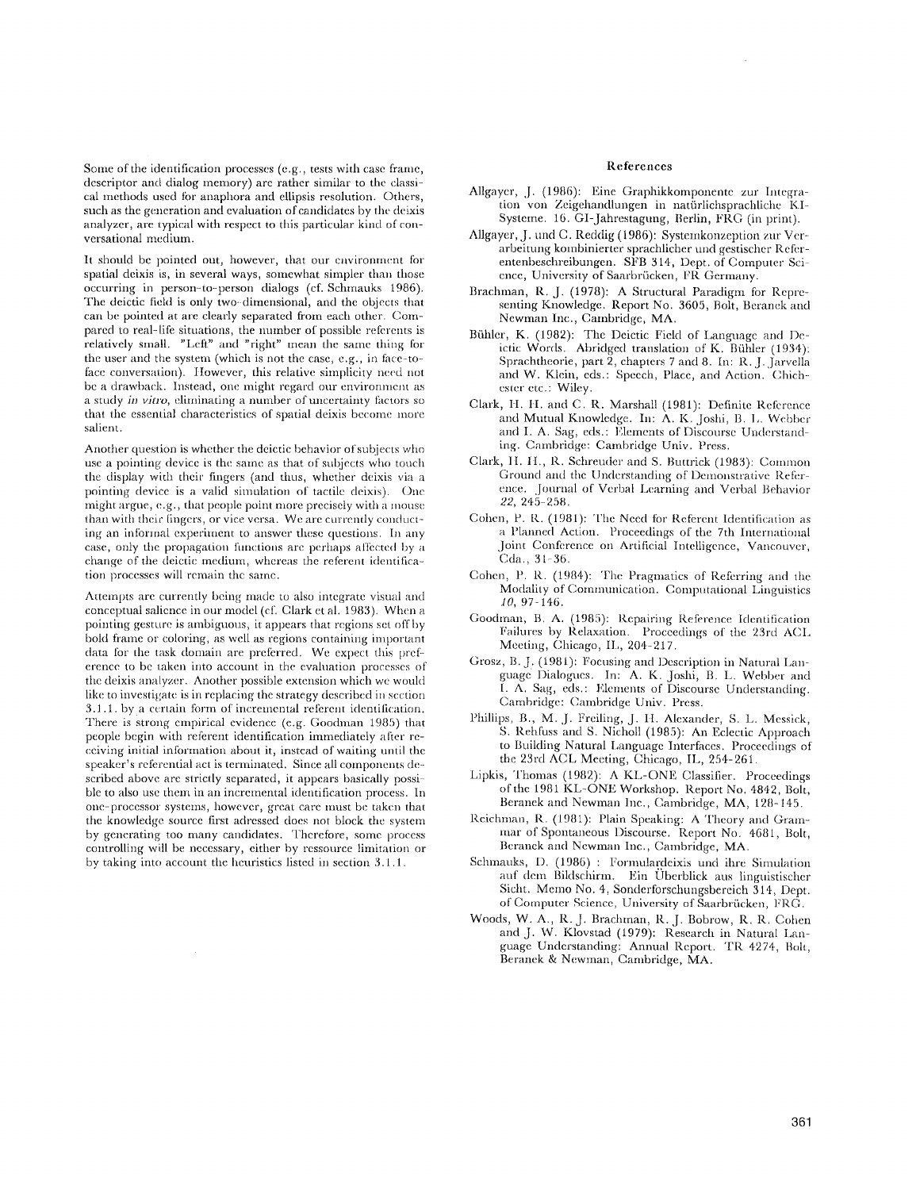Some of the identification processes (e.g., tests with case frame, descriptor and dialog memory) are rather similar to the classical methods used for anaphora and ellipsis resolution. Others, such as the generation and evaluation of candidates by the deixis analyzer, are typical with respect to this particular kind of conversational medium.

It should be pointed out, however, that our environment for spatial deixis is, in several ways, somewhat simpler than those occurring in person-to-person dialogs (cf. Schmauks 1986). The deictic field is only two-dimensional, and the objects that can be pointed at are clearly separated from each other. Compared to real-life situations, the number of possible referents is relatively small. "Left" and "right" mean the same thing for the user and the system (which is not the case, e.g., in face-to-face conversation). However, this relative simplicity need not be a drawback. Instead, one might regard our environment as a study *in vitro*, eliminating a number of uncertainty factors so that the essential characteristics of spatial deixis become more salient.

Another question is whether the deictic behavior of subjects who use a pointing device is the same as that of subjects who touch the display with their fingers (and thus, whether deixis via a pointing device is a valid simulation of tactile deixis). One might argue, e.g., that people point more precisely with a mouse than with their fingers, or vice versa. We are currently conducting an informal experiment to answer these questions. In any case, only the propagation functions are perhaps affected by a change of the deictic medium, whereas the referent identification processes will remain the same.

Attempts are currently being made to also integrate visual and conceptual salience in our model (cf. Clark et al. 1983). When a pointing gesture is ambiguous, it appears that regions set off by bold frame or coloring, as well as regions containing important data for the task domain are preferred. We expect this preference to be taken into account in the evaluation processes of the deixis analyzer. Another possible extension which we would like to investigate is in replacing the strategy described in section 3.1.1. by a certain form of incremental referent identification. There is strong empirical evidence (e.g. Goodman 1985) that people begin with referent identification immediately after receiving initial information about it, instead of waiting until the speaker's referential act is terminated. Since all components described above are strictly separated, it appears basically possible to also use them in an incremental identification process. In one-processor systems, however, great care must be taken that the knowledge source first adressed does not block the system by generating too many candidates. Therefore, some process controlling will be necessary, either by ressource limitation or by taking into account the heuristics listed in section 3.1.1.

## References

Allgayer, J. (1986): Eine Graphikkomponente zur Integration von Zeigehandlungen in natürlichsprachliche KI-Systeme. 16. GI-Jahrestagung, Berlin, FRG (in print).

Allgayer, J. und C. Reddig (1986): Systemkonzeption zur Verarbeitung kombinierter sprachlicher und gestischer Referentenbeschreibungen. SFB 314, Dept. of Computer Science, University of Saarbrücken, FR Germany.

Brachman, R. J. (1978): A Structural Paradigm for Representing Knowledge. Report No. 3605, Bolt, Beranek and Newman Inc., Cambridge, MA.

Bühler, K. (1982): The Deictic Field of Language and Deictic Words. Abridged translation of K. Bühler (1934): Sprachtheorie, part 2, chapters 7 and 8. In: R. J. Jarvella and W. Klein, eds.: Speech, Place, and Action. Chichester etc.: Wiley.

Clark, H. H. and C. R. Marshall (1981): Definite Reference and Mutual Knowledge. In: A. K. Joshi, B. L. Webber and I. A. Sag, eds.: Elements of Discourse Understanding. Cambridge: Cambridge Univ. Press.

Clark, H. H., R. Schreuder and S. Buttrick (1983): Common Ground and the Understanding of Demonstrative Reference. Journal of Verbal Learning and Verbal Behavior *22*, 245-258.

Cohen, P. R. (1981): The Need for Referent Identification as a Planned Action. Proceedings of the 7th International Joint Conference on Artificial Intelligence, Vancouver, Cda., 31-36.

Cohen, P. R. (1984): The Pragmatics of Referring and the Modality of Communication. Computational Linguistics *10*, 97-146.

Goodman, B. A. (1985): Repairing Reference Identification Failures by Relaxation. Proceedings of the 23rd ACL Meeting, Chicago, IL, 204-217.

Grosz, B. J. (1981): Focusing and Description in Natural Language Dialogues. In: A. K. Joshi, B. L. Webber and I. A. Sag, eds.: Elements of Discourse Understanding. Cambridge: Cambridge Univ. Press.

Phillips, B., M. J. Freiling, J. H. Alexander, S. L. Messick, S. Rehfuss and S. Nicholl (1985): An Eclectic Approach to Building Natural Language Interfaces. Proceedings of the 23rd ACL Meeting, Chicago, IL, 254-261.

Lipkis, Thomas (1982): A KL-ONE Classifier. Proceedings of the 1981 KL-ONE Workshop. Report No. 4842, Bolt, Beranek and Newman Inc., Cambridge, MA, 128-145.

Reichman, R. (1981): Plain Speaking: A Theory and Grammar of Spontaneous Discourse. Report No. 4681, Bolt, Beranek and Newman Inc., Cambridge, MA.

Schmauks, D. (1986) : Formulardeixis und ihre Simulation auf dem Bildschirm. Ein Überblick aus linguistischer Sicht. Memo No. 4, Sonderforschungsbereich 314, Dept. of Computer Science, University of Saarbrücken, FRG.

Woods, W. A., R. J. Brachman, R. J. Bobrow, R. R. Cohen and J. W. Klovstad (1979): Research in Natural Language Understanding: Annual Report. TR 4274, Bolt, Beranek & Newman, Cambridge, MA.